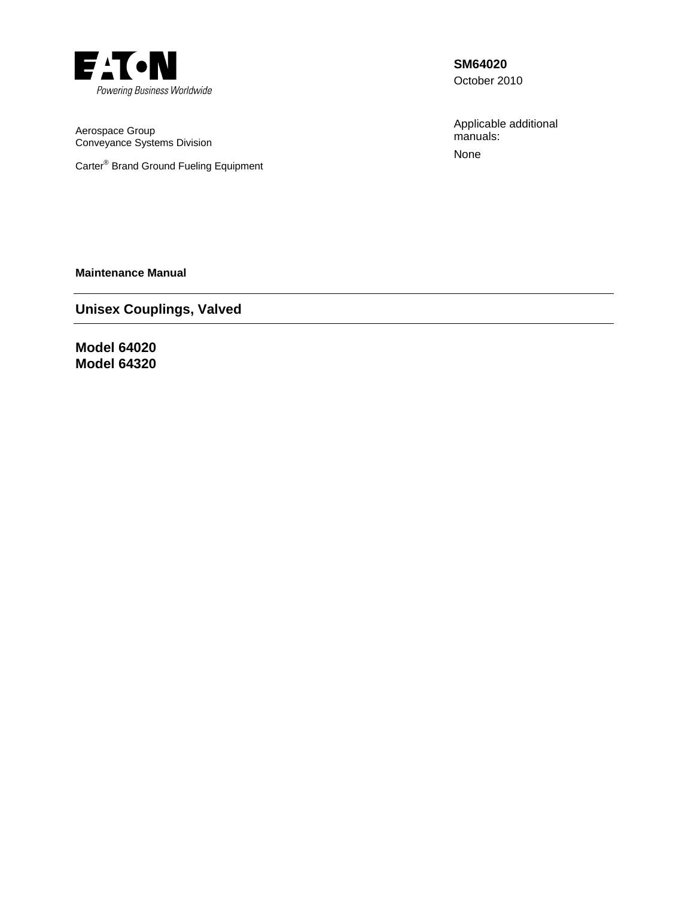EATON

Powering Business Worldwide

**SM64020**

October 2010

Aerospace Group
Conveyance Systems Division

Carter® Brand Ground Fueling Equipment

Applicable additional manuals:

None

**Maintenance Manual**

# Unisex Couplings, Valved

## Model 64020
## Model 64320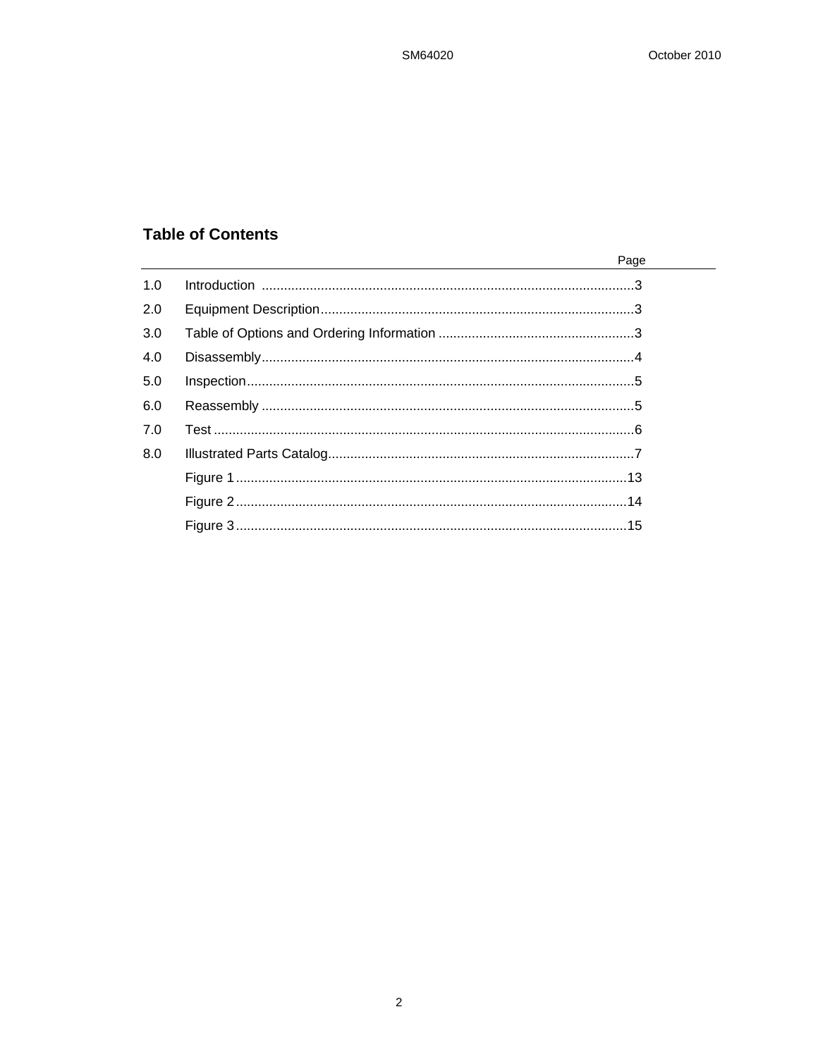## Table of Contents

| | | Page |
|---|---|---|
| 1.0 | Introduction | 3 |
| 2.0 | Equipment Description | 3 |
| 3.0 | Table of Options and Ordering Information | 3 |
| 4.0 | Disassembly | 4 |
| 5.0 | Inspection | 5 |
| 6.0 | Reassembly | 5 |
| 7.0 | Test | 6 |
| 8.0 | Illustrated Parts Catalog | 7 |
| | Figure 1 | 13 |
| | Figure 2 | 14 |
| | Figure 3 | 15 |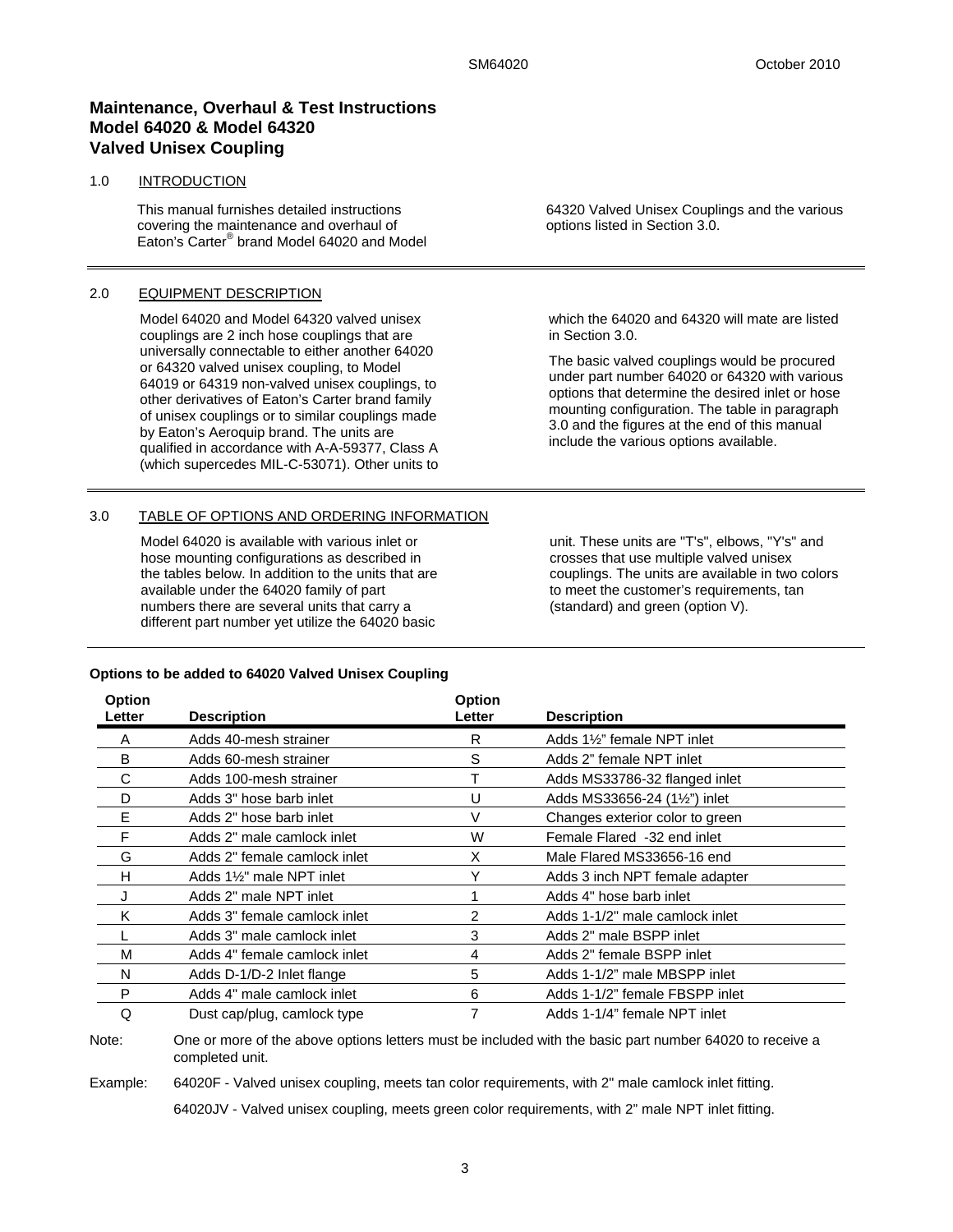# Maintenance, Overhaul & Test Instructions
# Model 64020 & Model 64320
# Valved Unisex Coupling

## 1.0 INTRODUCTION

This manual furnishes detailed instructions covering the maintenance and overhaul of Eaton's Carter® brand Model 64020 and Model 64320 Valved Unisex Couplings and the various options listed in Section 3.0.

## 2.0 EQUIPMENT DESCRIPTION

Model 64020 and Model 64320 valved unisex couplings are 2 inch hose couplings that are universally connectable to either another 64020 or 64320 valved unisex coupling, to Model 64019 or 64319 non-valved unisex couplings, to other derivatives of Eaton's Carter brand family of unisex couplings or to similar couplings made by Eaton's Aeroquip brand. The units are qualified in accordance with A-A-59377, Class A (which supercedes MIL-C-53071). Other units to which the 64020 and 64320 will mate are listed in Section 3.0.

The basic valved couplings would be procured under part number 64020 or 64320 with various options that determine the desired inlet or hose mounting configuration. The table in paragraph 3.0 and the figures at the end of this manual include the various options available.

## 3.0 TABLE OF OPTIONS AND ORDERING INFORMATION

Model 64020 is available with various inlet or hose mounting configurations as described in the tables below. In addition to the units that are available under the 64020 family of part numbers there are several units that carry a different part number yet utilize the 64020 basic unit. These units are "T's", elbows, "Y's" and crosses that use multiple valved unisex couplings. The units are available in two colors to meet the customer's requirements, tan (standard) and green (option V).

**Options to be added to 64020 Valved Unisex Coupling**

| Option Letter | Description | Option Letter | Description |
|---|---|---|---|
| A | Adds 40-mesh strainer | R | Adds 1½" female NPT inlet |
| B | Adds 60-mesh strainer | S | Adds 2" female NPT inlet |
| C | Adds 100-mesh strainer | T | Adds MS33786-32 flanged inlet |
| D | Adds 3" hose barb inlet | U | Adds MS33656-24 (1½") inlet |
| E | Adds 2" hose barb inlet | V | Changes exterior color to green |
| F | Adds 2" male camlock inlet | W | Female Flared -32 end inlet |
| G | Adds 2" female camlock inlet | X | Male Flared MS33656-16 end |
| H | Adds 1½" male NPT inlet | Y | Adds 3 inch NPT female adapter |
| J | Adds 2" male NPT inlet | 1 | Adds 4" hose barb inlet |
| K | Adds 3" female camlock inlet | 2 | Adds 1-1/2" male camlock inlet |
| L | Adds 3" male camlock inlet | 3 | Adds 2" male BSPP inlet |
| M | Adds 4" female camlock inlet | 4 | Adds 2" female BSPP inlet |
| N | Adds D-1/D-2 Inlet flange | 5 | Adds 1-1/2" male MBSPP inlet |
| P | Adds 4" male camlock inlet | 6 | Adds 1-1/2" female FBSPP inlet |
| Q | Dust cap/plug, camlock type | 7 | Adds 1-1/4" female NPT inlet |

Note: One or more of the above options letters must be included with the basic part number 64020 to receive a completed unit.

Example: 64020F - Valved unisex coupling, meets tan color requirements, with 2" male camlock inlet fitting.

64020JV - Valved unisex coupling, meets green color requirements, with 2" male NPT inlet fitting.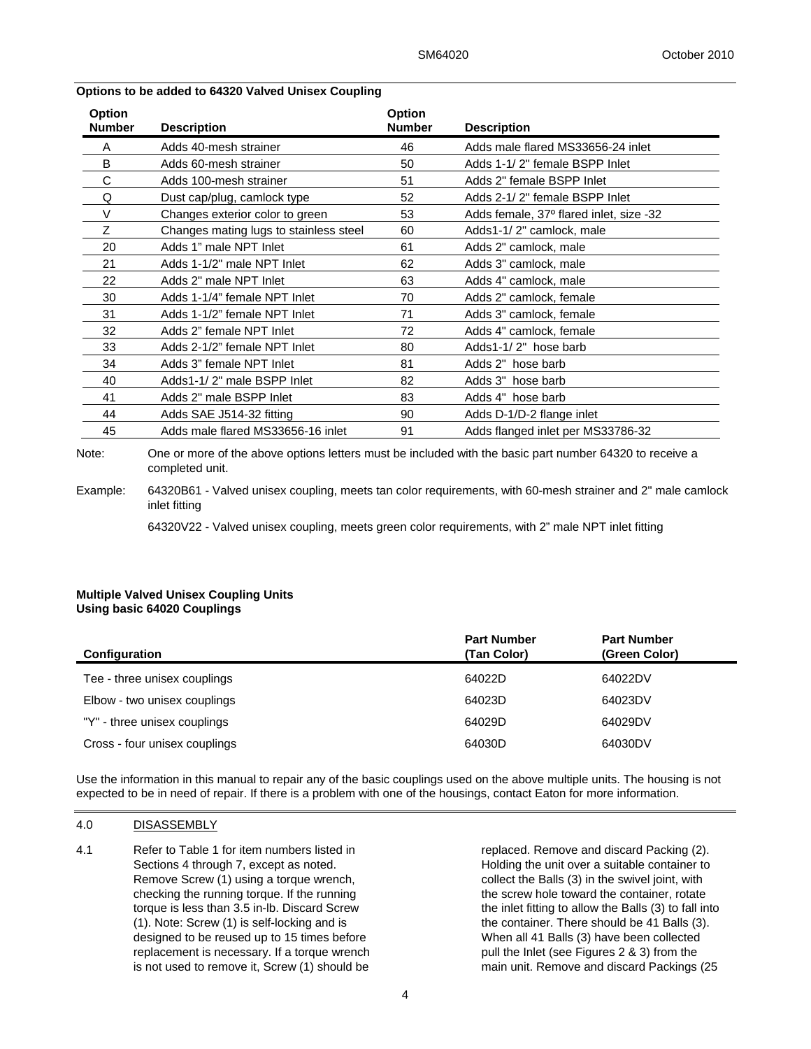**Options to be added to 64320 Valved Unisex Coupling**

| Option Number | Description | Option Number | Description |
|---|---|---|---|
| A | Adds 40-mesh strainer | 46 | Adds male flared MS33656-24 inlet |
| B | Adds 60-mesh strainer | 50 | Adds 1-1/ 2" female BSPP Inlet |
| C | Adds 100-mesh strainer | 51 | Adds 2" female BSPP Inlet |
| Q | Dust cap/plug, camlock type | 52 | Adds 2-1/ 2" female BSPP Inlet |
| V | Changes exterior color to green | 53 | Adds female, 37º flared inlet, size -32 |
| Z | Changes mating lugs to stainless steel | 60 | Adds1-1/ 2" camlock, male |
| 20 | Adds 1" male NPT Inlet | 61 | Adds 2" camlock, male |
| 21 | Adds 1-1/2" male NPT Inlet | 62 | Adds 3" camlock, male |
| 22 | Adds 2" male NPT Inlet | 63 | Adds 4" camlock, male |
| 30 | Adds 1-1/4" female NPT Inlet | 70 | Adds 2" camlock, female |
| 31 | Adds 1-1/2" female NPT Inlet | 71 | Adds 3" camlock, female |
| 32 | Adds 2" female NPT Inlet | 72 | Adds 4" camlock, female |
| 33 | Adds 2-1/2" female NPT Inlet | 80 | Adds1-1/ 2" hose barb |
| 34 | Adds 3" female NPT Inlet | 81 | Adds 2" hose barb |
| 40 | Adds1-1/ 2" male BSPP Inlet | 82 | Adds 3" hose barb |
| 41 | Adds 2" male BSPP Inlet | 83 | Adds 4" hose barb |
| 44 | Adds SAE J514-32 fitting | 90 | Adds D-1/D-2 flange inlet |
| 45 | Adds male flared MS33656-16 inlet | 91 | Adds flanged inlet per MS33786-32 |

Note: One or more of the above options letters must be included with the basic part number 64320 to receive a completed unit.

Example: 64320B61 - Valved unisex coupling, meets tan color requirements, with 60-mesh strainer and 2" male camlock inlet fitting

64320V22 - Valved unisex coupling, meets green color requirements, with 2" male NPT inlet fitting

**Multiple Valved Unisex Coupling Units**
**Using basic 64020 Couplings**

| Configuration | Part Number (Tan Color) | Part Number (Green Color) |
|---|---|---|
| Tee - three unisex couplings | 64022D | 64022DV |
| Elbow - two unisex couplings | 64023D | 64023DV |
| "Y" - three unisex couplings | 64029D | 64029DV |
| Cross - four unisex couplings | 64030D | 64030DV |

Use the information in this manual to repair any of the basic couplings used on the above multiple units. The housing is not expected to be in need of repair. If there is a problem with one of the housings, contact Eaton for more information.

## 4.0 DISASSEMBLY

4.1 Refer to Table 1 for item numbers listed in Sections 4 through 7, except as noted. Remove Screw (1) using a torque wrench, checking the running torque. If the running torque is less than 3.5 in-lb. Discard Screw (1). Note: Screw (1) is self-locking and is designed to be reused up to 15 times before replacement is necessary. If a torque wrench is not used to remove it, Screw (1) should be replaced. Remove and discard Packing (2). Holding the unit over a suitable container to collect the Balls (3) in the swivel joint, with the screw hole toward the container, rotate the inlet fitting to allow the Balls (3) to fall into the container. There should be 41 Balls (3). When all 41 Balls (3) have been collected pull the Inlet (see Figures 2 & 3) from the main unit. Remove and discard Packings (25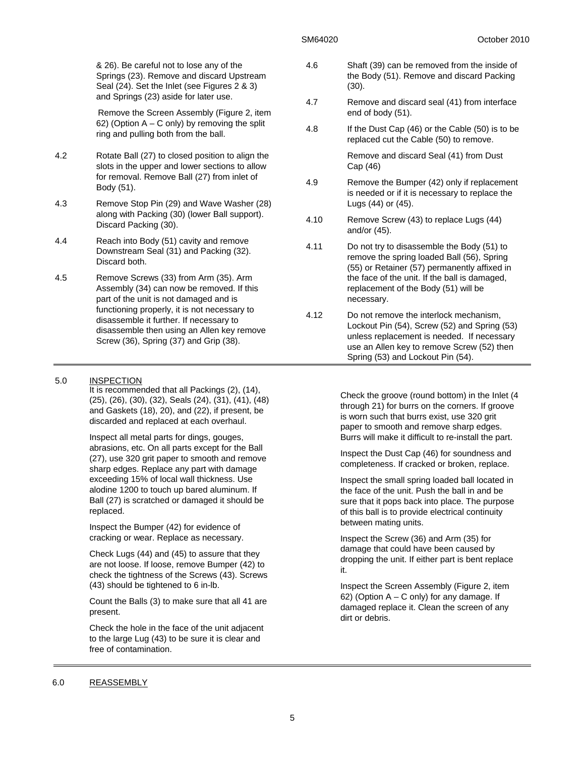& 26). Be careful not to lose any of the Springs (23). Remove and discard Upstream Seal (24). Set the Inlet (see Figures 2 & 3) and Springs (23) aside for later use.

Remove the Screen Assembly (Figure 2, item 62) (Option A – C only) by removing the split ring and pulling both from the ball.

4.2 Rotate Ball (27) to closed position to align the slots in the upper and lower sections to allow for removal. Remove Ball (27) from inlet of Body (51).

4.3 Remove Stop Pin (29) and Wave Washer (28) along with Packing (30) (lower Ball support). Discard Packing (30).

4.4 Reach into Body (51) cavity and remove Downstream Seal (31) and Packing (32). Discard both.

4.5 Remove Screws (33) from Arm (35). Arm Assembly (34) can now be removed. If this part of the unit is not damaged and is functioning properly, it is not necessary to disassemble it further. If necessary to disassemble then using an Allen key remove Screw (36), Spring (37) and Grip (38).

4.6 Shaft (39) can be removed from the inside of the Body (51). Remove and discard Packing (30).

4.7 Remove and discard seal (41) from interface end of body (51).

4.8 If the Dust Cap (46) or the Cable (50) is to be replaced cut the Cable (50) to remove.

Remove and discard Seal (41) from Dust Cap (46)

4.9 Remove the Bumper (42) only if replacement is needed or if it is necessary to replace the Lugs (44) or (45).

4.10 Remove Screw (43) to replace Lugs (44) and/or (45).

4.11 Do not try to disassemble the Body (51) to remove the spring loaded Ball (56), Spring (55) or Retainer (57) permanently affixed in the face of the unit. If the ball is damaged, replacement of the Body (51) will be necessary.

4.12 Do not remove the interlock mechanism, Lockout Pin (54), Screw (52) and Spring (53) unless replacement is needed. If necessary use an Allen key to remove Screw (52) then Spring (53) and Lockout Pin (54).

## 5.0 INSPECTION

It is recommended that all Packings (2), (14), (25), (26), (30), (32), Seals (24), (31), (41), (48) and Gaskets (18), 20), and (22), if present, be discarded and replaced at each overhaul.

Inspect all metal parts for dings, gouges, abrasions, etc. On all parts except for the Ball (27), use 320 grit paper to smooth and remove sharp edges. Replace any part with damage exceeding 15% of local wall thickness. Use alodine 1200 to touch up bared aluminum. If Ball (27) is scratched or damaged it should be replaced.

Inspect the Bumper (42) for evidence of cracking or wear. Replace as necessary.

Check Lugs (44) and (45) to assure that they are not loose. If loose, remove Bumper (42) to check the tightness of the Screws (43). Screws (43) should be tightened to 6 in-lb.

Count the Balls (3) to make sure that all 41 are present.

Check the hole in the face of the unit adjacent to the large Lug (43) to be sure it is clear and free of contamination.

Check the groove (round bottom) in the Inlet (4 through 21) for burrs on the corners. If groove is worn such that burrs exist, use 320 grit paper to smooth and remove sharp edges. Burrs will make it difficult to re-install the part.

Inspect the Dust Cap (46) for soundness and completeness. If cracked or broken, replace.

Inspect the small spring loaded ball located in the face of the unit. Push the ball in and be sure that it pops back into place. The purpose of this ball is to provide electrical continuity between mating units.

Inspect the Screw (36) and Arm (35) for damage that could have been caused by dropping the unit. If either part is bent replace it.

Inspect the Screen Assembly (Figure 2, item 62) (Option A – C only) for any damage. If damaged replace it. Clean the screen of any dirt or debris.

## 6.0 REASSEMBLY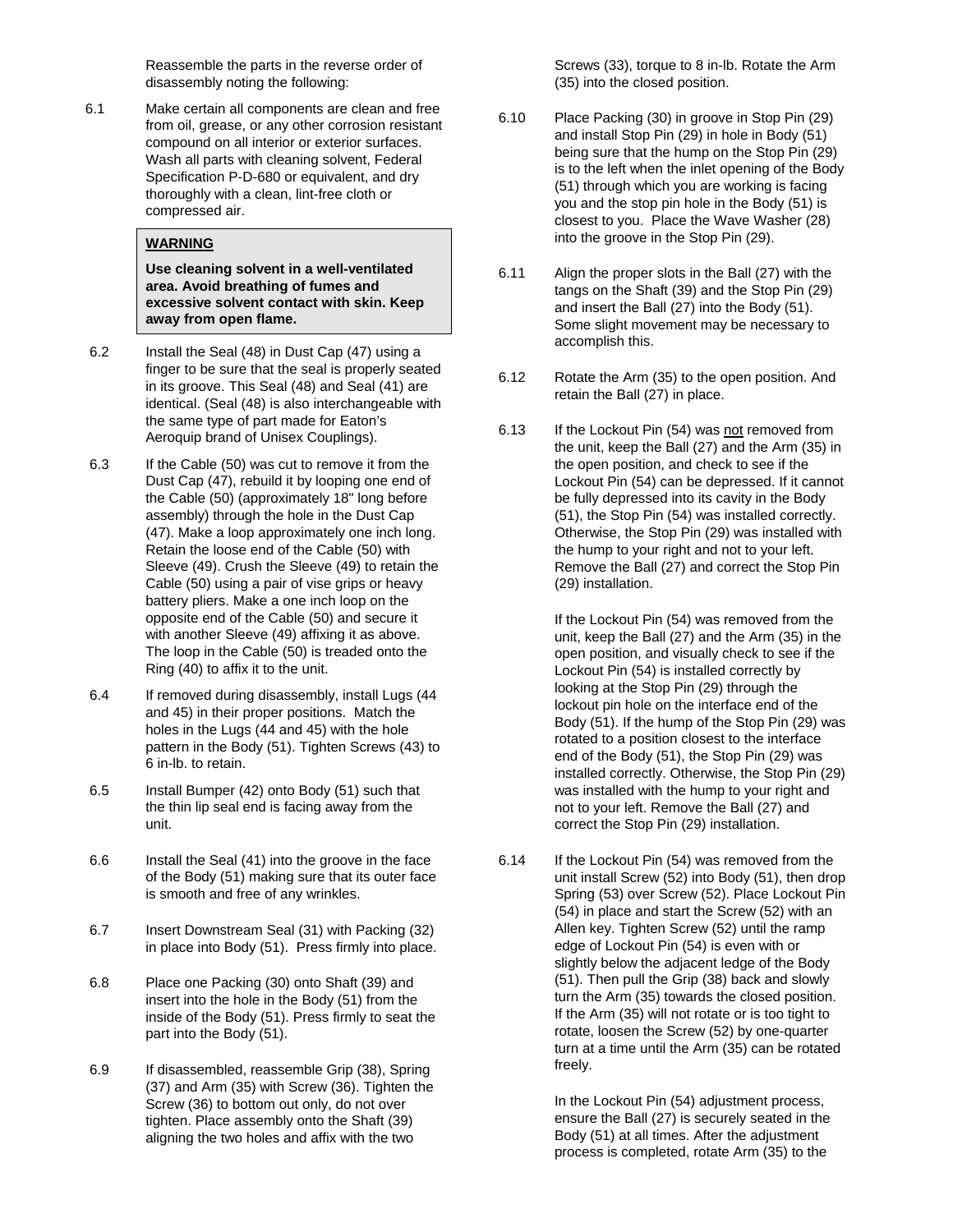Reassemble the parts in the reverse order of disassembly noting the following:

6.1 Make certain all components are clean and free from oil, grease, or any other corrosion resistant compound on all interior or exterior surfaces. Wash all parts with cleaning solvent, Federal Specification P-D-680 or equivalent, and dry thoroughly with a clean, lint-free cloth or compressed air.

> **WARNING**
>
> **Use cleaning solvent in a well-ventilated area. Avoid breathing of fumes and excessive solvent contact with skin. Keep away from open flame.**

6.2 Install the Seal (48) in Dust Cap (47) using a finger to be sure that the seal is properly seated in its groove. This Seal (48) and Seal (41) are identical. (Seal (48) is also interchangeable with the same type of part made for Eaton's Aeroquip brand of Unisex Couplings).

6.3 If the Cable (50) was cut to remove it from the Dust Cap (47), rebuild it by looping one end of the Cable (50) (approximately 18" long before assembly) through the hole in the Dust Cap (47). Make a loop approximately one inch long. Retain the loose end of the Cable (50) with Sleeve (49). Crush the Sleeve (49) to retain the Cable (50) using a pair of vise grips or heavy battery pliers. Make a one inch loop on the opposite end of the Cable (50) and secure it with another Sleeve (49) affixing it as above. The loop in the Cable (50) is treaded onto the Ring (40) to affix it to the unit.

6.4 If removed during disassembly, install Lugs (44 and 45) in their proper positions. Match the holes in the Lugs (44 and 45) with the hole pattern in the Body (51). Tighten Screws (43) to 6 in-lb. to retain.

6.5 Install Bumper (42) onto Body (51) such that the thin lip seal end is facing away from the unit.

6.6 Install the Seal (41) into the groove in the face of the Body (51) making sure that its outer face is smooth and free of any wrinkles.

6.7 Insert Downstream Seal (31) with Packing (32) in place into Body (51). Press firmly into place.

6.8 Place one Packing (30) onto Shaft (39) and insert into the hole in the Body (51) from the inside of the Body (51). Press firmly to seat the part into the Body (51).

6.9 If disassembled, reassemble Grip (38), Spring (37) and Arm (35) with Screw (36). Tighten the Screw (36) to bottom out only, do not over tighten. Place assembly onto the Shaft (39) aligning the two holes and affix with the two Screws (33), torque to 8 in-lb. Rotate the Arm (35) into the closed position.

6.10 Place Packing (30) in groove in Stop Pin (29) and install Stop Pin (29) in hole in Body (51) being sure that the hump on the Stop Pin (29) is to the left when the inlet opening of the Body (51) through which you are working is facing you and the stop pin hole in the Body (51) is closest to you. Place the Wave Washer (28) into the groove in the Stop Pin (29).

6.11 Align the proper slots in the Ball (27) with the tangs on the Shaft (39) and the Stop Pin (29) and insert the Ball (27) into the Body (51). Some slight movement may be necessary to accomplish this.

6.12 Rotate the Arm (35) to the open position. And retain the Ball (27) in place.

6.13 If the Lockout Pin (54) was <u>not</u> removed from the unit, keep the Ball (27) and the Arm (35) in the open position, and check to see if the Lockout Pin (54) can be depressed. If it cannot be fully depressed into its cavity in the Body (51), the Stop Pin (54) was installed correctly. Otherwise, the Stop Pin (29) was installed with the hump to your right and not to your left. Remove the Ball (27) and correct the Stop Pin (29) installation.

If the Lockout Pin (54) was removed from the unit, keep the Ball (27) and the Arm (35) in the open position, and visually check to see if the Lockout Pin (54) is installed correctly by looking at the Stop Pin (29) through the lockout pin hole on the interface end of the Body (51). If the hump of the Stop Pin (29) was rotated to a position closest to the interface end of the Body (51), the Stop Pin (29) was installed correctly. Otherwise, the Stop Pin (29) was installed with the hump to your right and not to your left. Remove the Ball (27) and correct the Stop Pin (29) installation.

6.14 If the Lockout Pin (54) was removed from the unit install Screw (52) into Body (51), then drop Spring (53) over Screw (52). Place Lockout Pin (54) in place and start the Screw (52) with an Allen key. Tighten Screw (52) until the ramp edge of Lockout Pin (54) is even with or slightly below the adjacent ledge of the Body (51). Then pull the Grip (38) back and slowly turn the Arm (35) towards the closed position. If the Arm (35) will not rotate or is too tight to rotate, loosen the Screw (52) by one-quarter turn at a time until the Arm (35) can be rotated freely.

In the Lockout Pin (54) adjustment process, ensure the Ball (27) is securely seated in the Body (51) at all times. After the adjustment process is completed, rotate Arm (35) to the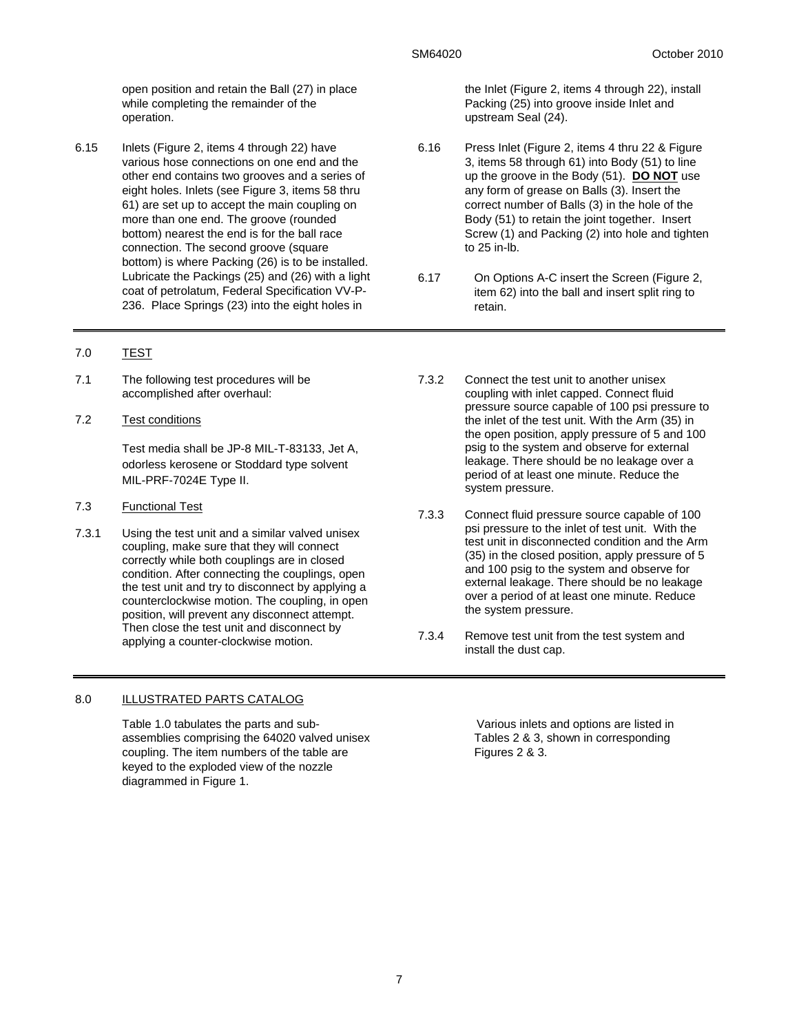open position and retain the Ball (27) in place while completing the remainder of the operation.

6.15 Inlets (Figure 2, items 4 through 22) have various hose connections on one end and the other end contains two grooves and a series of eight holes. Inlets (see Figure 3, items 58 thru 61) are set up to accept the main coupling on more than one end. The groove (rounded bottom) nearest the end is for the ball race connection. The second groove (square bottom) is where Packing (26) is to be installed. Lubricate the Packings (25) and (26) with a light coat of petrolatum, Federal Specification VV-P-236. Place Springs (23) into the eight holes in the Inlet (Figure 2, items 4 through 22), install Packing (25) into groove inside Inlet and upstream Seal (24).

6.16 Press Inlet (Figure 2, items 4 thru 22 & Figure 3, items 58 through 61) into Body (51) to line up the groove in the Body (51). **DO NOT** use any form of grease on Balls (3). Insert the correct number of Balls (3) in the hole of the Body (51) to retain the joint together. Insert Screw (1) and Packing (2) into hole and tighten to 25 in-lb.

6.17 On Options A-C insert the Screen (Figure 2, item 62) into the ball and insert split ring to retain.

## 7.0 TEST

7.1 The following test procedures will be accomplished after overhaul:

7.2 Test conditions

Test media shall be JP-8 MIL-T-83133, Jet A, odorless kerosene or Stoddard type solvent MIL-PRF-7024E Type II.

7.3 Functional Test

7.3.1 Using the test unit and a similar valved unisex coupling, make sure that they will connect correctly while both couplings are in closed condition. After connecting the couplings, open the test unit and try to disconnect by applying a counterclockwise motion. The coupling, in open position, will prevent any disconnect attempt. Then close the test unit and disconnect by applying a counter-clockwise motion.

7.3.2 Connect the test unit to another unisex coupling with inlet capped. Connect fluid pressure source capable of 100 psi pressure to the inlet of the test unit. With the Arm (35) in the open position, apply pressure of 5 and 100 psig to the system and observe for external leakage. There should be no leakage over a period of at least one minute. Reduce the system pressure.

7.3.3 Connect fluid pressure source capable of 100 psi pressure to the inlet of test unit. With the test unit in disconnected condition and the Arm (35) in the closed position, apply pressure of 5 and 100 psig to the system and observe for external leakage. There should be no leakage over a period of at least one minute. Reduce the system pressure.

7.3.4 Remove test unit from the test system and install the dust cap.

## 8.0 ILLUSTRATED PARTS CATALOG

Table 1.0 tabulates the parts and sub-assemblies comprising the 64020 valved unisex coupling. The item numbers of the table are keyed to the exploded view of the nozzle diagrammed in Figure 1.

Various inlets and options are listed in Tables 2 & 3, shown in corresponding Figures 2 & 3.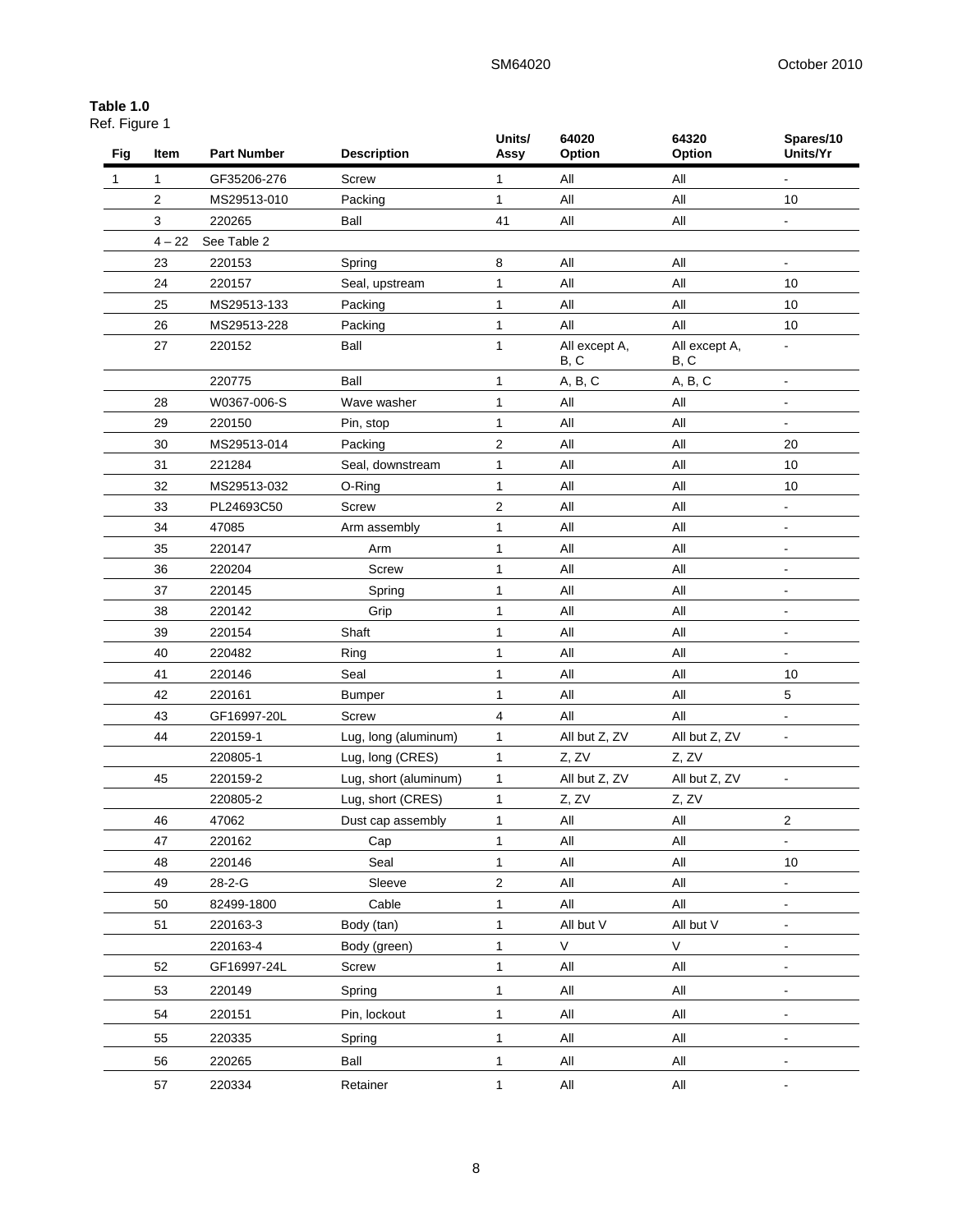**Table 1.0**
Ref. Figure 1

| Fig | Item | Part Number | Description | Units/ Assy | 64020 Option | 64320 Option | Spares/10 Units/Yr |
|---|---|---|---|---|---|---|---|
| 1 | 1 | GF35206-276 | Screw | 1 | All | All | - |
| | 2 | MS29513-010 | Packing | 1 | All | All | 10 |
| | 3 | 220265 | Ball | 41 | All | All | - |
| | 4 – 22 | See Table 2 | | | | | |
| | 23 | 220153 | Spring | 8 | All | All | - |
| | 24 | 220157 | Seal, upstream | 1 | All | All | 10 |
| | 25 | MS29513-133 | Packing | 1 | All | All | 10 |
| | 26 | MS29513-228 | Packing | 1 | All | All | 10 |
| | 27 | 220152 | Ball | 1 | All except A, B, C | All except A, B, C | - |
| | | 220775 | Ball | 1 | A, B, C | A, B, C | - |
| | 28 | W0367-006-S | Wave washer | 1 | All | All | - |
| | 29 | 220150 | Pin, stop | 1 | All | All | - |
| | 30 | MS29513-014 | Packing | 2 | All | All | 20 |
| | 31 | 221284 | Seal, downstream | 1 | All | All | 10 |
| | 32 | MS29513-032 | O-Ring | 1 | All | All | 10 |
| | 33 | PL24693C50 | Screw | 2 | All | All | - |
| | 34 | 47085 | Arm assembly | 1 | All | All | - |
| | 35 | 220147 | Arm | 1 | All | All | - |
| | 36 | 220204 | Screw | 1 | All | All | - |
| | 37 | 220145 | Spring | 1 | All | All | - |
| | 38 | 220142 | Grip | 1 | All | All | - |
| | 39 | 220154 | Shaft | 1 | All | All | - |
| | 40 | 220482 | Ring | 1 | All | All | - |
| | 41 | 220146 | Seal | 1 | All | All | 10 |
| | 42 | 220161 | Bumper | 1 | All | All | 5 |
| | 43 | GF16997-20L | Screw | 4 | All | All | - |
| | 44 | 220159-1 | Lug, long (aluminum) | 1 | All but Z, ZV | All but Z, ZV | - |
| | | 220805-1 | Lug, long (CRES) | 1 | Z, ZV | Z, ZV | |
| | 45 | 220159-2 | Lug, short (aluminum) | 1 | All but Z, ZV | All but Z, ZV | - |
| | | 220805-2 | Lug, short (CRES) | 1 | Z, ZV | Z, ZV | |
| | 46 | 47062 | Dust cap assembly | 1 | All | All | 2 |
| | 47 | 220162 | Cap | 1 | All | All | - |
| | 48 | 220146 | Seal | 1 | All | All | 10 |
| | 49 | 28-2-G | Sleeve | 2 | All | All | - |
| | 50 | 82499-1800 | Cable | 1 | All | All | - |
| | 51 | 220163-3 | Body (tan) | 1 | All but V | All but V | - |
| | | 220163-4 | Body (green) | 1 | V | V | - |
| | 52 | GF16997-24L | Screw | 1 | All | All | - |
| | 53 | 220149 | Spring | 1 | All | All | - |
| | 54 | 220151 | Pin, lockout | 1 | All | All | - |
| | 55 | 220335 | Spring | 1 | All | All | - |
| | 56 | 220265 | Ball | 1 | All | All | - |
| | 57 | 220334 | Retainer | 1 | All | All | - |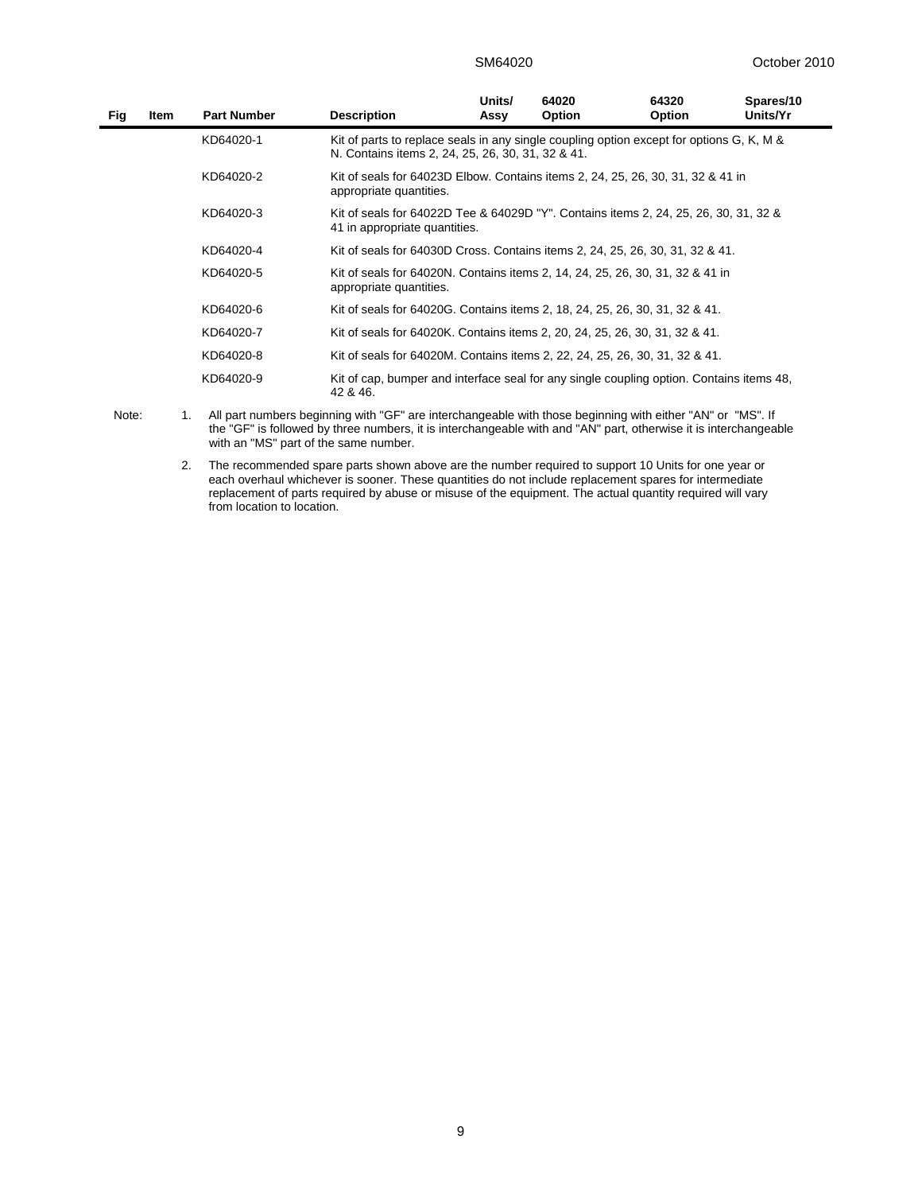| Fig | Item | Part Number | Description | Units/ Assy | 64020 Option | 64320 Option | Spares/10 Units/Yr |
|---|---|---|---|---|---|---|---|
| | | KD64020-1 | Kit of parts to replace seals in any single coupling option except for options G, K, M & N. Contains items 2, 24, 25, 26, 30, 31, 32 & 41. | | | | |
| | | KD64020-2 | Kit of seals for 64023D Elbow. Contains items 2, 24, 25, 26, 30, 31, 32 & 41 in appropriate quantities. | | | | |
| | | KD64020-3 | Kit of seals for 64022D Tee & 64029D "Y". Contains items 2, 24, 25, 26, 30, 31, 32 & 41 in appropriate quantities. | | | | |
| | | KD64020-4 | Kit of seals for 64030D Cross. Contains items 2, 24, 25, 26, 30, 31, 32 & 41. | | | | |
| | | KD64020-5 | Kit of seals for 64020N. Contains items 2, 14, 24, 25, 26, 30, 31, 32 & 41 in appropriate quantities. | | | | |
| | | KD64020-6 | Kit of seals for 64020G. Contains items 2, 18, 24, 25, 26, 30, 31, 32 & 41. | | | | |
| | | KD64020-7 | Kit of seals for 64020K. Contains items 2, 20, 24, 25, 26, 30, 31, 32 & 41. | | | | |
| | | KD64020-8 | Kit of seals for 64020M. Contains items 2, 22, 24, 25, 26, 30, 31, 32 & 41. | | | | |
| | | KD64020-9 | Kit of cap, bumper and interface seal for any single coupling option. Contains items 48, 42 & 46. | | | | |

Note:

1. All part numbers beginning with "GF" are interchangeable with those beginning with either "AN" or "MS". If the "GF" is followed by three numbers, it is interchangeable with and "AN" part, otherwise it is interchangeable with an "MS" part of the same number.

2. The recommended spare parts shown above are the number required to support 10 Units for one year or each overhaul whichever is sooner. These quantities do not include replacement spares for intermediate replacement of parts required by abuse or misuse of the equipment. The actual quantity required will vary from location to location.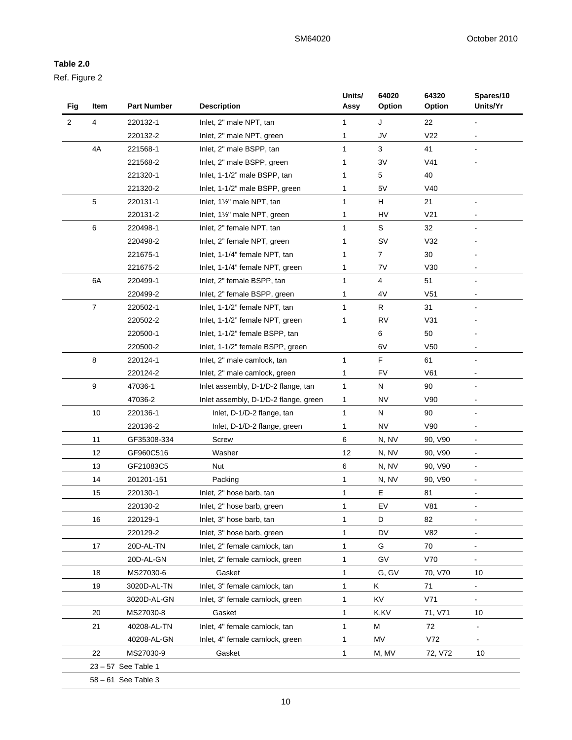**Table 2.0**

Ref. Figure 2

| Fig | Item | Part Number | Description | Units/ Assy | 64020 Option | 64320 Option | Spares/10 Units/Yr |
|---|---|---|---|---|---|---|---|
| 2 | 4 | 220132-1 | Inlet, 2" male NPT, tan | 1 | J | 22 | - |
| | | 220132-2 | Inlet, 2" male NPT, green | 1 | JV | V22 | - |
| | 4A | 221568-1 | Inlet, 2" male BSPP, tan | 1 | 3 | 41 | - |
| | | 221568-2 | Inlet, 2" male BSPP, green | 1 | 3V | V41 | - |
| | | 221320-1 | Inlet, 1-1/2" male BSPP, tan | 1 | 5 | 40 | |
| | | 221320-2 | Inlet, 1-1/2" male BSPP, green | 1 | 5V | V40 | |
| | 5 | 220131-1 | Inlet, 1½" male NPT, tan | 1 | H | 21 | - |
| | | 220131-2 | Inlet, 1½" male NPT, green | 1 | HV | V21 | - |
| | 6 | 220498-1 | Inlet, 2" female NPT, tan | 1 | S | 32 | - |
| | | 220498-2 | Inlet, 2" female NPT, green | 1 | SV | V32 | - |
| | | 221675-1 | Inlet, 1-1/4" female NPT, tan | 1 | 7 | 30 | - |
| | | 221675-2 | Inlet, 1-1/4" female NPT, green | 1 | 7V | V30 | - |
| | 6A | 220499-1 | Inlet, 2" female BSPP, tan | 1 | 4 | 51 | - |
| | | 220499-2 | Inlet, 2" female BSPP, green | 1 | 4V | V51 | - |
| | 7 | 220502-1 | Inlet, 1-1/2" female NPT, tan | 1 | R | 31 | - |
| | | 220502-2 | Inlet, 1-1/2" female NPT, green | 1 | RV | V31 | - |
| | | 220500-1 | Inlet, 1-1/2" female BSPP, tan | | 6 | 50 | - |
| | | 220500-2 | Inlet, 1-1/2" female BSPP, green | | 6V | V50 | - |
| | 8 | 220124-1 | Inlet, 2" male camlock, tan | 1 | F | 61 | - |
| | | 220124-2 | Inlet, 2" male camlock, green | 1 | FV | V61 | - |
| | 9 | 47036-1 | Inlet assembly, D-1/D-2 flange, tan | 1 | N | 90 | - |
| | | 47036-2 | Inlet assembly, D-1/D-2 flange, green | 1 | NV | V90 | - |
| | 10 | 220136-1 | Inlet, D-1/D-2 flange, tan | 1 | N | 90 | - |
| | | 220136-2 | Inlet, D-1/D-2 flange, green | 1 | NV | V90 | - |
| | 11 | GF35308-334 | Screw | 6 | N, NV | 90, V90 | - |
| | 12 | GF960C516 | Washer | 12 | N, NV | 90, V90 | - |
| | 13 | GF21083C5 | Nut | 6 | N, NV | 90, V90 | - |
| | 14 | 201201-151 | Packing | 1 | N, NV | 90, V90 | - |
| | 15 | 220130-1 | Inlet, 2" hose barb, tan | 1 | E | 81 | - |
| | | 220130-2 | Inlet, 2" hose barb, green | 1 | EV | V81 | - |
| | 16 | 220129-1 | Inlet, 3" hose barb, tan | 1 | D | 82 | - |
| | | 220129-2 | Inlet, 3" hose barb, green | 1 | DV | V82 | - |
| | 17 | 20D-AL-TN | Inlet, 2" female camlock, tan | 1 | G | 70 | - |
| | | 20D-AL-GN | Inlet, 2" female camlock, green | 1 | GV | V70 | - |
| | 18 | MS27030-6 | Gasket | 1 | G, GV | 70, V70 | 10 |
| | 19 | 3020D-AL-TN | Inlet, 3" female camlock, tan | 1 | K | 71 | - |
| | | 3020D-AL-GN | Inlet, 3" female camlock, green | 1 | KV | V71 | - |
| | 20 | MS27030-8 | Gasket | 1 | K,KV | 71, V71 | 10 |
| | 21 | 40208-AL-TN | Inlet, 4" female camlock, tan | 1 | M | 72 | - |
| | | 40208-AL-GN | Inlet, 4" female camlock, green | 1 | MV | V72 | - |
| | 22 | MS27030-9 | Gasket | 1 | M, MV | 72, V72 | 10 |
| | 23 – 57 | See Table 1 | | | | | |
| | 58 – 61 | See Table 3 | | | | | |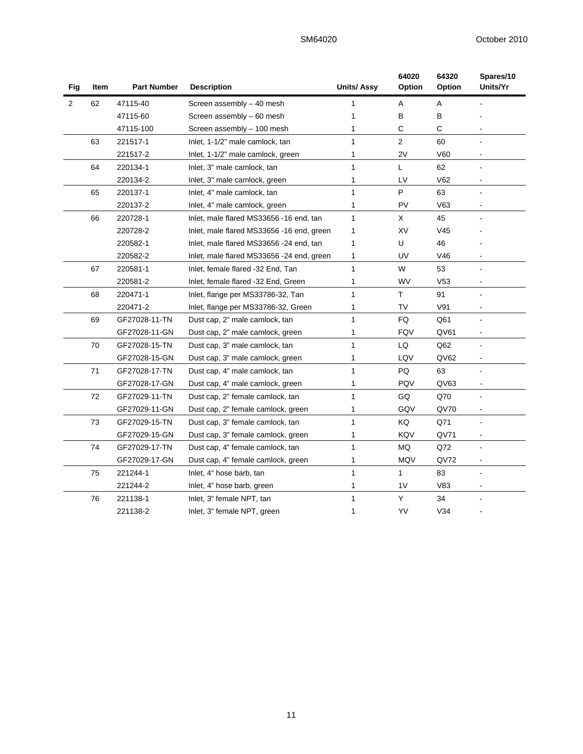| Fig | Item | Part Number | Description | Units/ Assy | 64020 Option | 64320 Option | Spares/10 Units/Yr |
|---|---|---|---|---|---|---|---|
| 2 | 62 | 47115-40 | Screen assembly – 40 mesh | 1 | A | A | - |
| | | 47115-60 | Screen assembly – 60 mesh | 1 | B | B | - |
| | | 47115-100 | Screen assembly – 100 mesh | 1 | C | C | - |
| | 63 | 221517-1 | Inlet, 1-1/2" male camlock, tan | 1 | 2 | 60 | - |
| | | 221517-2 | Inlet, 1-1/2" male camlock, green | 1 | 2V | V60 | - |
| | 64 | 220134-1 | Inlet, 3" male camlock, tan | 1 | L | 62 | - |
| | | 220134-2 | Inlet, 3" male camlock, green | 1 | LV | V62 | - |
| | 65 | 220137-1 | Inlet, 4" male camlock, tan | 1 | P | 63 | - |
| | | 220137-2 | Inlet, 4" male camlock, green | 1 | PV | V63 | - |
| | 66 | 220728-1 | Inlet, male flared MS33656 -16 end, tan | 1 | X | 45 | - |
| | | 220728-2 | Inlet, male flared MS33656 -16 end, green | 1 | XV | V45 | - |
| | | 220582-1 | Inlet, male flared MS33656 -24 end, tan | 1 | U | 46 | - |
| | | 220582-2 | Inlet, male flared MS33656 -24 end, green | 1 | UV | V46 | - |
| | 67 | 220581-1 | Inlet, female flared -32 End, Tan | 1 | W | 53 | - |
| | | 220581-2 | Inlet, female flared -32 End, Green | 1 | WV | V53 | - |
| | 68 | 220471-1 | Inlet, flange per MS33786-32, Tan | 1 | T | 91 | - |
| | | 220471-2 | Inlet, flange per MS33786-32, Green | 1 | TV | V91 | - |
| | 69 | GF27028-11-TN | Dust cap, 2" male camlock, tan | 1 | FQ | Q61 | - |
| | | GF27028-11-GN | Dust cap, 2" male camlock, green | 1 | FQV | QV61 | - |
| | 70 | GF27028-15-TN | Dust cap, 3" male camlock, tan | 1 | LQ | Q62 | - |
| | | GF27028-15-GN | Dust cap, 3" male camlock, green | 1 | LQV | QV62 | - |
| | 71 | GF27028-17-TN | Dust cap, 4" male camlock, tan | 1 | PQ | 63 | - |
| | | GF27028-17-GN | Dust cap, 4" male camlock, green | 1 | PQV | QV63 | - |
| | 72 | GF27029-11-TN | Dust cap, 2" female camlock, tan | 1 | GQ | Q70 | - |
| | | GF27029-11-GN | Dust cap, 2" female camlock, green | 1 | GQV | QV70 | - |
| | 73 | GF27029-15-TN | Dust cap, 3" female camlock, tan | 1 | KQ | Q71 | - |
| | | GF27029-15-GN | Dust cap, 3" female camlock, green | 1 | KQV | QV71 | - |
| | 74 | GF27029-17-TN | Dust cap, 4" female camlock, tan | 1 | MQ | Q72 | - |
| | | GF27029-17-GN | Dust cap, 4" female camlock, green | 1 | MQV | QV72 | - |
| | 75 | 221244-1 | Inlet, 4" hose barb, tan | 1 | 1 | 83 | - |
| | | 221244-2 | Inlet, 4" hose barb, green | 1 | 1V | V83 | - |
| | 76 | 221138-1 | Inlet, 3" female NPT, tan | 1 | Y | 34 | - |
| | | 221138-2 | Inlet, 3" female NPT, green | 1 | YV | V34 | - |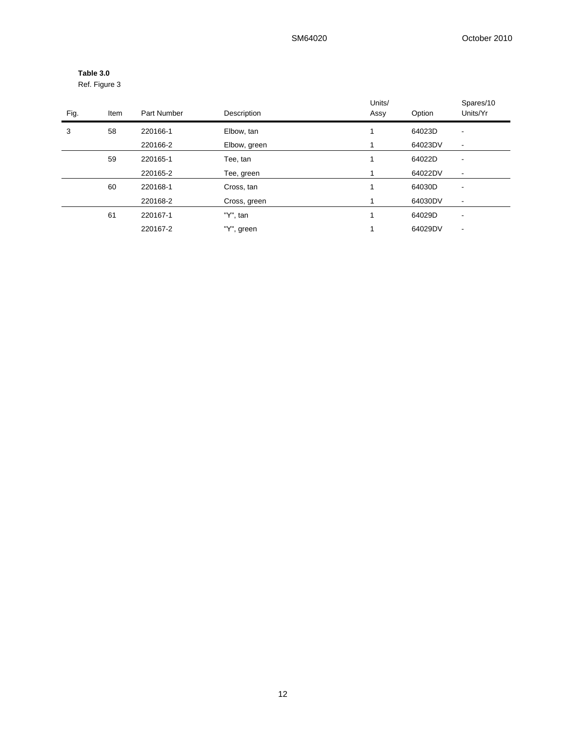**Table 3.0**

Ref. Figure 3

| Fig. | Item | Part Number | Description | Units/ Assy | Option | Spares/10 Units/Yr |
|---|---|---|---|---|---|---|
| 3 | 58 | 220166-1 | Elbow, tan | 1 | 64023D | - |
| | | 220166-2 | Elbow, green | 1 | 64023DV | - |
| | 59 | 220165-1 | Tee, tan | 1 | 64022D | - |
| | | 220165-2 | Tee, green | 1 | 64022DV | - |
| | 60 | 220168-1 | Cross, tan | 1 | 64030D | - |
| | | 220168-2 | Cross, green | 1 | 64030DV | - |
| | 61 | 220167-1 | "Y", tan | 1 | 64029D | - |
| | | 220167-2 | "Y", green | 1 | 64029DV | - |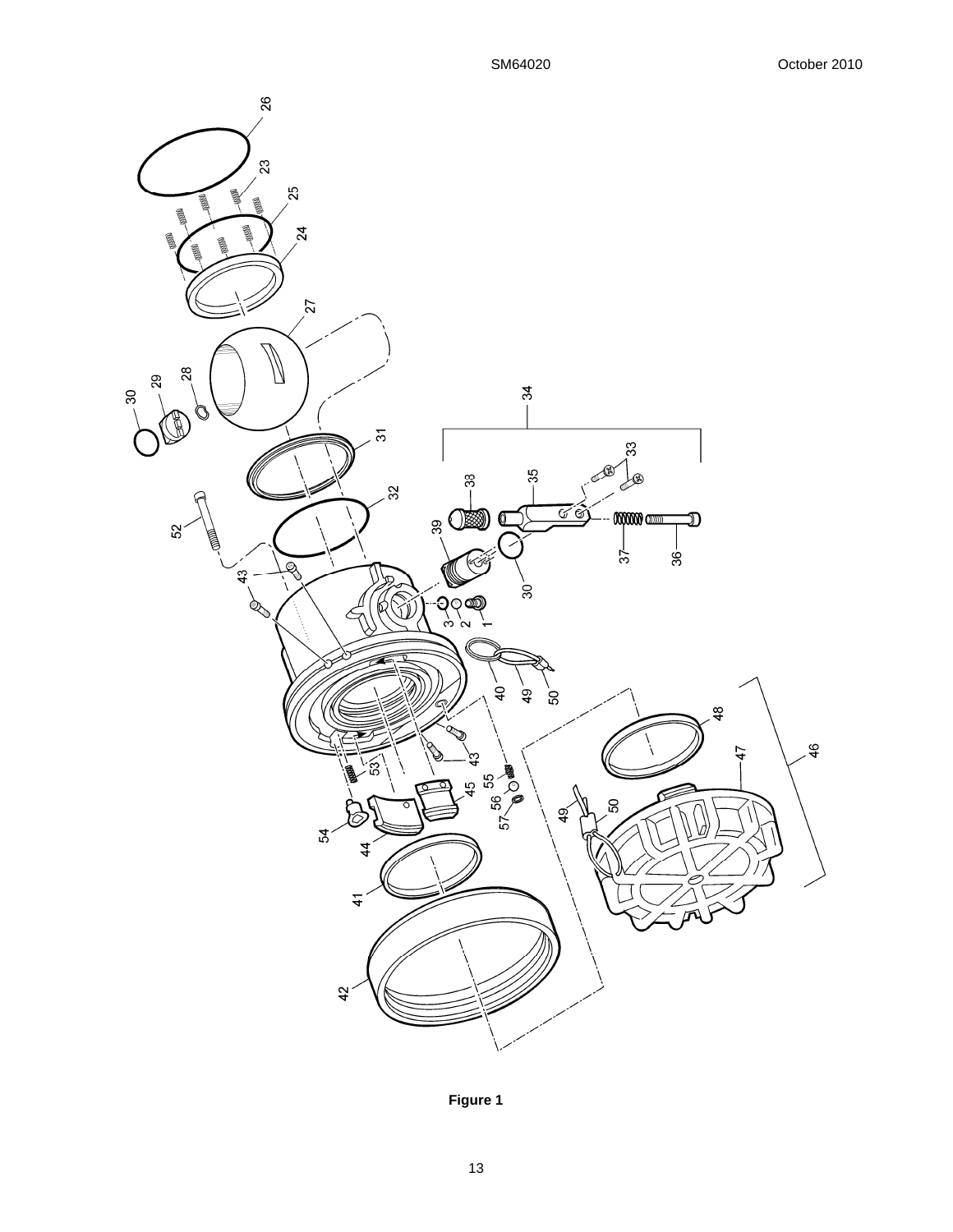Figure 1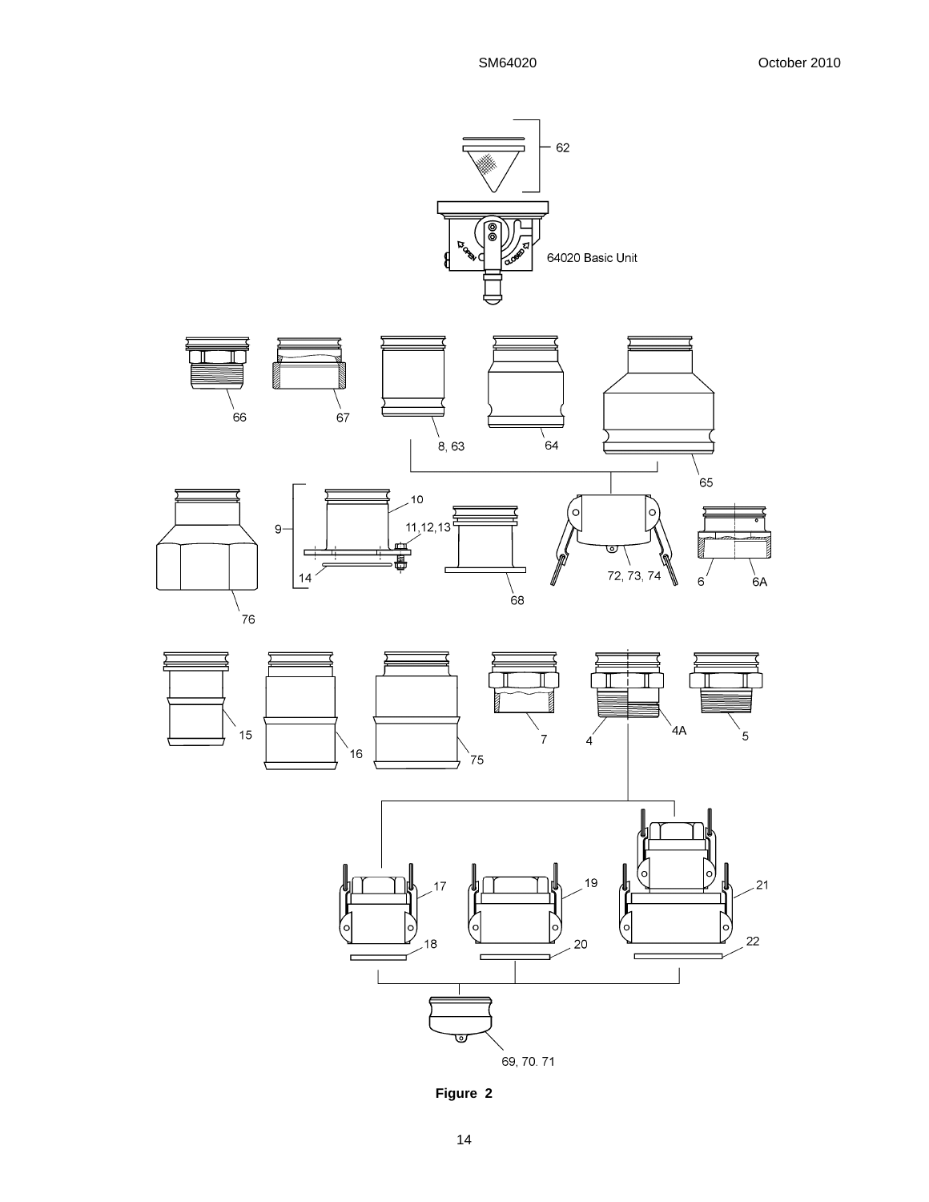62

64020 Basic Unit

66 67 8, 63 64 65

76 9 10 11,12,13 14 68 72, 73, 74 6 6A

15 16 75 7 4 4A 5

17 18 19 20 21 22

69, 70. 71

**Figure 2**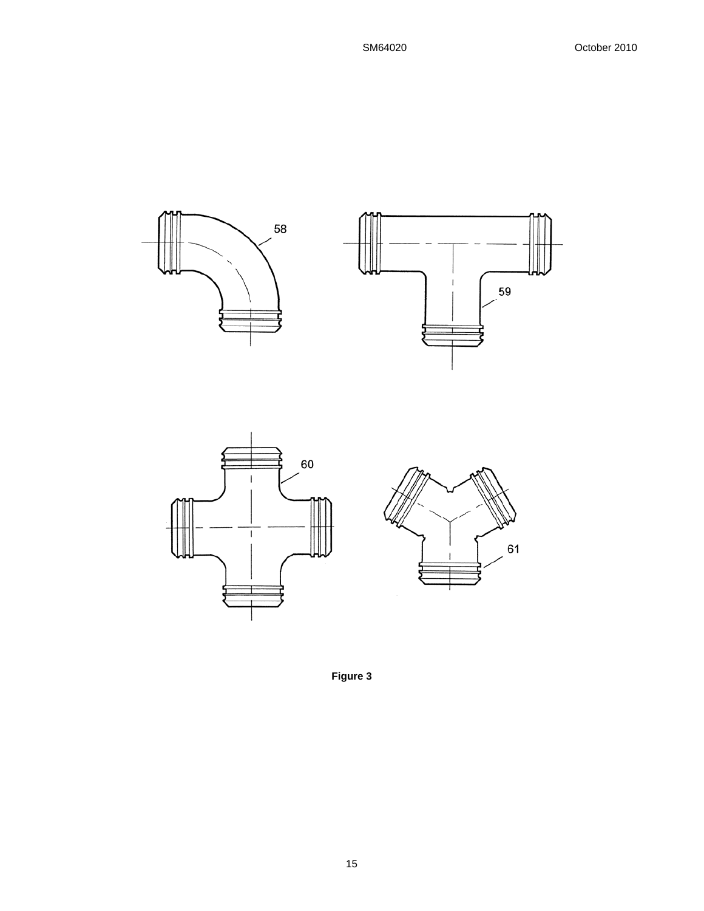**Figure 3**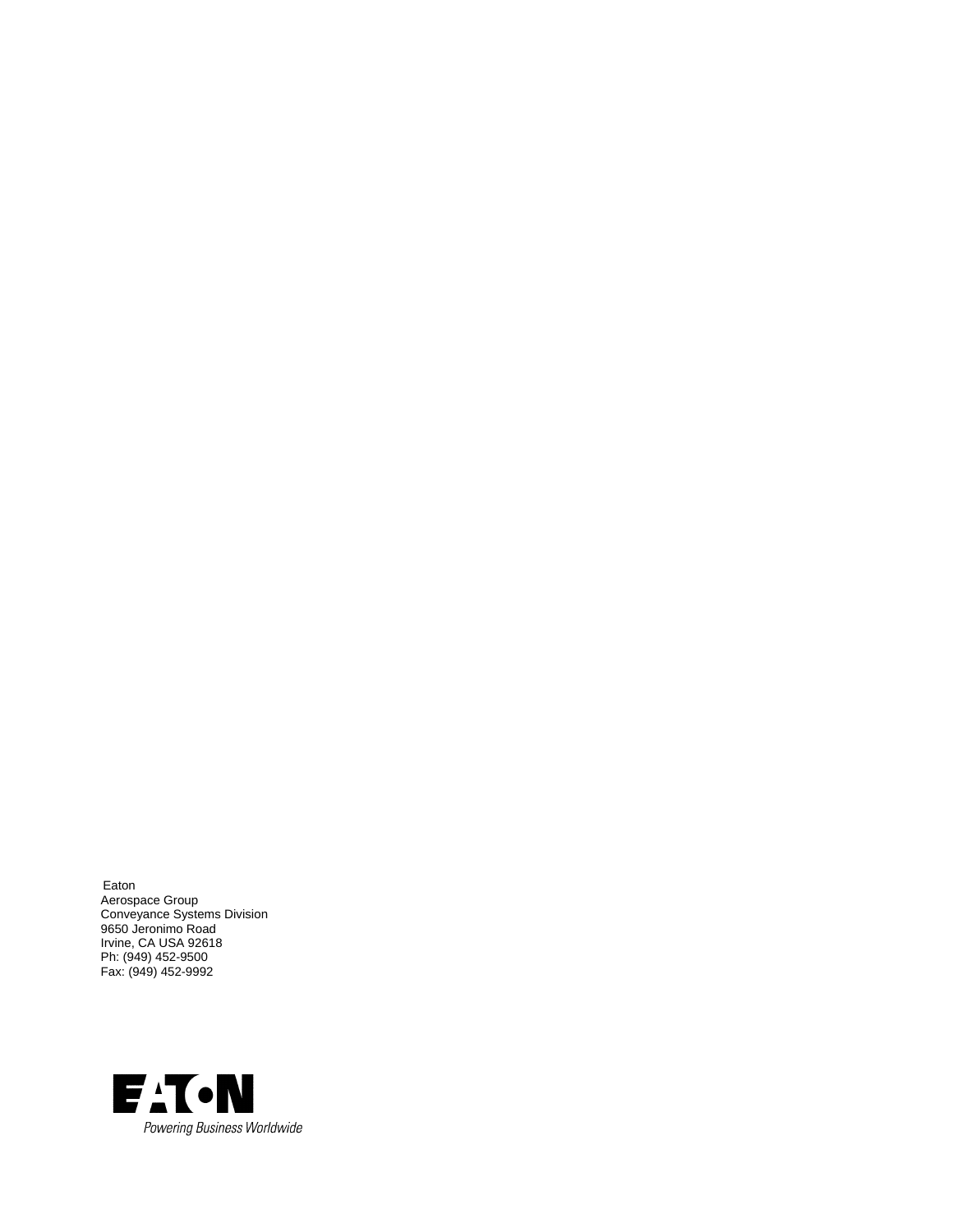Eaton
Aerospace Group
Conveyance Systems Division
9650 Jeronimo Road
Irvine, CA USA 92618
Ph: (949) 452-9500
Fax: (949) 452-9992

EATON
*Powering Business Worldwide*